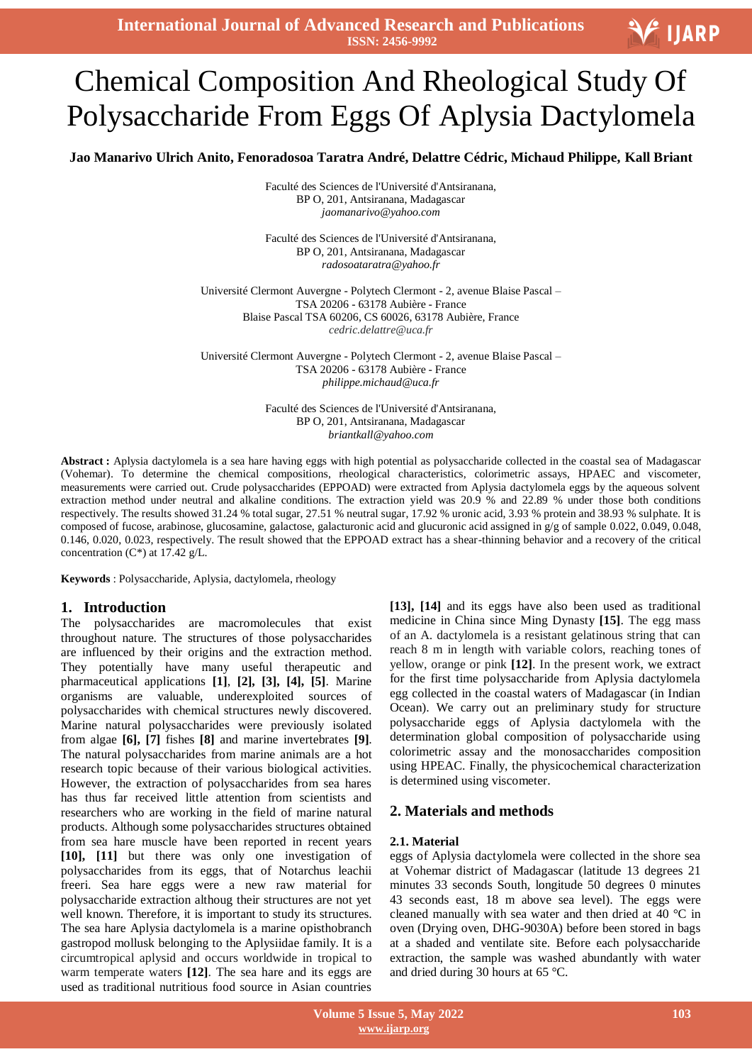# Chemical Composition And Rheological Study Of Polysaccharide From Eggs Of Aplysia Dactylomela

**Jao Manarivo Ulrich Anito, Fenoradosoa Taratra André, Delattre Cédric, Michaud Philippe, Kall Briant**

Faculté des Sciences de l'Université d'Antsiranana,
BP O, 201, Antsiranana, Madagascar
*jaomanarivo@yahoo.com*

Faculté des Sciences de l'Université d'Antsiranana,
BP O, 201, Antsiranana, Madagascar
*radosoataratra@yahoo.fr*

Université Clermont Auvergne - Polytech Clermont - 2, avenue Blaise Pascal –
TSA 20206 - 63178 Aubière - France
Blaise Pascal TSA 60206, CS 60026, 63178 Aubière, France
*cedric.delattre@uca.fr*

Université Clermont Auvergne - Polytech Clermont - 2, avenue Blaise Pascal –
TSA 20206 - 63178 Aubière - France
*philippe.michaud@uca.fr*

Faculté des Sciences de l'Université d'Antsiranana,
BP O, 201, Antsiranana, Madagascar
*briantkall@yahoo.com*

**Abstract :** Aplysia dactylomela is a sea hare having eggs with high potential as polysaccharide collected in the coastal sea of Madagascar (Vohemar). To determine the chemical compositions, rheological characteristics, colorimetric assays, HPAEC and viscometer, measurements were carried out. Crude polysaccharides (EPPOAD) were extracted from Aplysia dactylomela eggs by the aqueous solvent extraction method under neutral and alkaline conditions. The extraction yield was 20.9 % and 22.89 % under those both conditions respectively. The results showed 31.24 % total sugar, 27.51 % neutral sugar, 17.92 % uronic acid, 3.93 % protein and 38.93 % sulphate. It is composed of fucose, arabinose, glucosamine, galactose, galacturonic acid and glucuronic acid assigned in g/g of sample 0.022, 0.049, 0.048, 0.146, 0.020, 0.023, respectively. The result showed that the EPPOAD extract has a shear-thinning behavior and a recovery of the critical concentration (C*) at 17.42 g/L.

**Keywords** : Polysaccharide, Aplysia, dactylomela, rheology

## 1. Introduction

The polysaccharides are macromolecules that exist throughout nature. The structures of those polysaccharides are influenced by their origins and the extraction method. They potentially have many useful therapeutic and pharmaceutical applications **[1]**, **[2], [3], [4], [5]**. Marine organisms are valuable, underexploited sources of polysaccharides with chemical structures newly discovered. Marine natural polysaccharides were previously isolated from algae **[6], [7]** fishes **[8]** and marine invertebrates **[9]**. The natural polysaccharides from marine animals are a hot research topic because of their various biological activities. However, the extraction of polysaccharides from sea hares has thus far received little attention from scientists and researchers who are working in the field of marine natural products. Although some polysaccharides structures obtained from sea hare muscle have been reported in recent years **[10], [11]** but there was only one investigation of polysaccharides from its eggs, that of Notarchus leachii freeri. Sea hare eggs were a new raw material for polysaccharide extraction although their structures are not yet well known. Therefore, it is important to study its structures. The sea hare Aplysia dactylomela is a marine opisthobranch gastropod mollusk belonging to the Aplysiidae family. It is a circumtropical aplysid and occurs worldwide in tropical to warm temperate waters **[12]**. The sea hare and its eggs are used as traditional nutritious food source in Asian countries **[13], [14]** and its eggs have also been used as traditional medicine in China since Ming Dynasty **[15]**. The egg mass of an A. dactylomela is a resistant gelatinous string that can reach 8 m in length with variable colors, reaching tones of yellow, orange or pink **[12]**. In the present work, we extract for the first time polysaccharide from Aplysia dactylomela egg collected in the coastal waters of Madagascar (in Indian Ocean). We carry out an preliminary study for structure polysaccharide eggs of Aplysia dactylomela with the determination global composition of polysaccharide using colorimetric assay and the monosaccharides composition using HPEAC. Finally, the physicochemical characterization is determined using viscometer.

## 2. Materials and methods

### 2.1. Material

eggs of Aplysia dactylomela were collected in the shore sea at Vohemar district of Madagascar (latitude 13 degrees 21 minutes 33 seconds South, longitude 50 degrees 0 minutes 43 seconds east, 18 m above sea level). The eggs were cleaned manually with sea water and then dried at 40 °C in oven (Drying oven, DHG-9030A) before been stored in bags at a shaded and ventilate site. Before each polysaccharide extraction, the sample was washed abundantly with water and dried during 30 hours at 65 °C.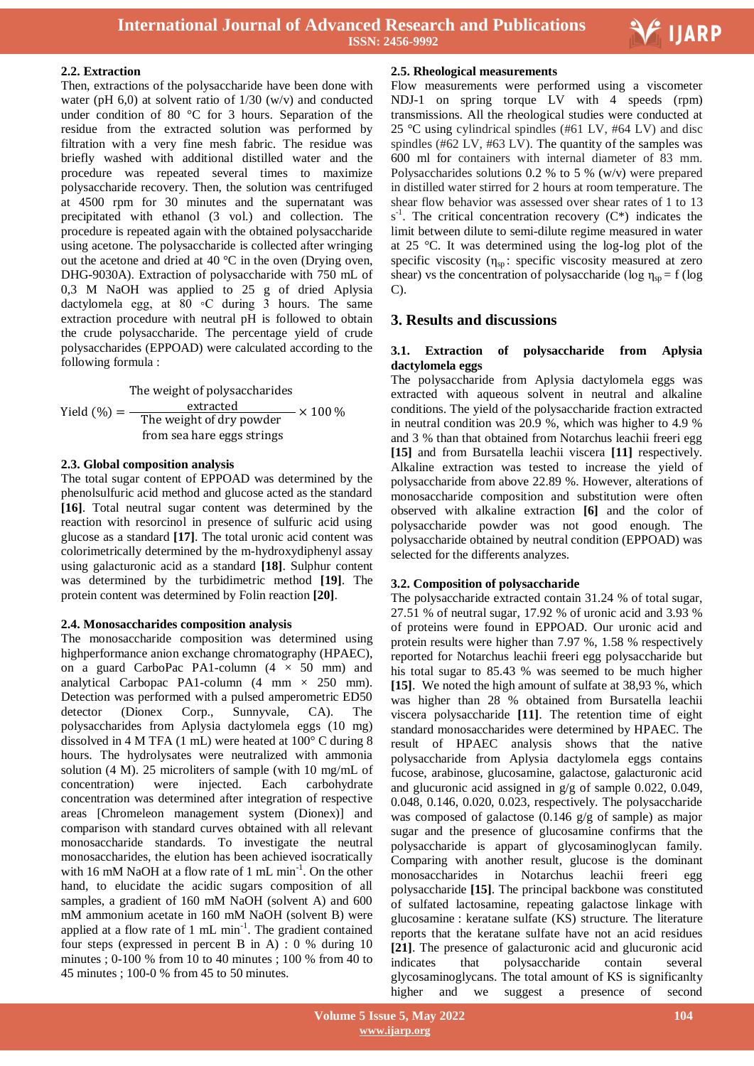### 2.2. Extraction

Then, extractions of the polysaccharide have been done with water (pH 6,0) at solvent ratio of 1/30 (w/v) and conducted under condition of 80 °C for 3 hours. Separation of the residue from the extracted solution was performed by filtration with a very fine mesh fabric. The residue was briefly washed with additional distilled water and the procedure was repeated several times to maximize polysaccharide recovery. Then, the solution was centrifuged at 4500 rpm for 30 minutes and the supernatant was precipitated with ethanol (3 vol.) and collection. The procedure is repeated again with the obtained polysaccharide using acetone. The polysaccharide is collected after wringing out the acetone and dried at 40 °C in the oven (Drying oven, DHG-9030A). Extraction of polysaccharide with 750 mL of 0,3 M NaOH was applied to 25 g of dried Aplysia dactylomela egg, at 80 ◦C during 3 hours. The same extraction procedure with neutral pH is followed to obtain the crude polysaccharide. The percentage yield of crude polysaccharides (EPPOAD) were calculated according to the following formula :

$$\text{Yield (\%)} = \frac{\text{The weight of polysaccharides extracted}}{\text{The weight of dry powder from sea hare eggs strings}} \times 100\,\%$$

### 2.3. Global composition analysis

The total sugar content of EPPOAD was determined by the phenolsulfuric acid method and glucose acted as the standard **[16]**. Total neutral sugar content was determined by the reaction with resorcinol in presence of sulfuric acid using glucose as a standard **[17]**. The total uronic acid content was colorimetrically determined by the m-hydroxydiphenyl assay using galacturonic acid as a standard **[18]**. Sulphur content was determined by the turbidimetric method **[19]**. The protein content was determined by Folin reaction **[20]**.

### 2.4. Monosaccharides composition analysis

The monosaccharide composition was determined using highperformance anion exchange chromatography (HPAEC), on a guard CarboPac PA1-column (4 × 50 mm) and analytical Carbopac PA1-column (4 mm × 250 mm). Detection was performed with a pulsed amperometric ED50 detector (Dionex Corp., Sunnyvale, CA). The polysaccharides from Aplysia dactylomela eggs (10 mg) dissolved in 4 M TFA (1 mL) were heated at 100° C during 8 hours. The hydrolysates were neutralized with ammonia solution (4 M). 25 microliters of sample (with 10 mg/mL of concentration) were injected. Each carbohydrate concentration was determined after integration of respective areas [Chromeleon management system (Dionex)] and comparison with standard curves obtained with all relevant monosaccharide standards. To investigate the neutral monosaccharides, the elution has been achieved isocratically with 16 mM NaOH at a flow rate of 1 mL min$^{-1}$. On the other hand, to elucidate the acidic sugars composition of all samples, a gradient of 160 mM NaOH (solvent A) and 600 mM ammonium acetate in 160 mM NaOH (solvent B) were applied at a flow rate of 1 mL min$^{-1}$. The gradient contained four steps (expressed in percent B in A) : 0 % during 10 minutes ; 0-100 % from 10 to 40 minutes ; 100 % from 40 to 45 minutes ; 100-0 % from 45 to 50 minutes.

### 2.5. Rheological measurements

Flow measurements were performed using a viscometer NDJ-1 on spring torque LV with 4 speeds (rpm) transmissions. All the rheological studies were conducted at 25 °C using cylindrical spindles (#61 LV, #64 LV) and disc spindles (#62 LV, #63 LV). The quantity of the samples was 600 ml for containers with internal diameter of 83 mm. Polysaccharides solutions 0.2 % to 5 % (w/v) were prepared in distilled water stirred for 2 hours at room temperature. The shear flow behavior was assessed over shear rates of 1 to 13 s$^{-1}$. The critical concentration recovery (C*) indicates the limit between dilute to semi-dilute regime measured in water at 25 °C. It was determined using the log-log plot of the specific viscosity ($\eta_{sp}$: specific viscosity measured at zero shear) vs the concentration of polysaccharide ($\log \eta_{sp} = f(\log C)$).

## 3. Results and discussions

### 3.1. Extraction of polysaccharide from Aplysia dactylomela eggs

The polysaccharide from Aplysia dactylomela eggs was extracted with aqueous solvent in neutral and alkaline conditions. The yield of the polysaccharide fraction extracted in neutral condition was 20.9 %, which was higher to 4.9 % and 3 % than that obtained from Notarchus leachii freeri egg **[15]** and from Bursatella leachii viscera **[11]** respectively. Alkaline extraction was tested to increase the yield of polysaccharide from above 22.89 %. However, alterations of monosaccharide composition and substitution were often observed with alkaline extraction **[6]** and the color of polysaccharide powder was not good enough. The polysaccharide obtained by neutral condition (EPPOAD) was selected for the differents analyzes.

### 3.2. Composition of polysaccharide

The polysaccharide extracted contain 31.24 % of total sugar, 27.51 % of neutral sugar, 17.92 % of uronic acid and 3.93 % of proteins were found in EPPOAD. Our uronic acid and protein results were higher than 7.97 %, 1.58 % respectively reported for Notarchus leachii freeri egg polysaccharide but his total sugar to 85.43 % was seemed to be much higher **[15]**. We noted the high amount of sulfate at 38,93 %, which was higher than 28 % obtained from Bursatella leachii viscera polysaccharide **[11]**. The retention time of eight standard monosaccharides were determined by HPAEC. The result of HPAEC analysis shows that the native polysaccharide from Aplysia dactylomela eggs contains fucose, arabinose, glucosamine, galactose, galacturonic acid and glucuronic acid assigned in g/g of sample 0.022, 0.049, 0.048, 0.146, 0.020, 0.023, respectively. The polysaccharide was composed of galactose (0.146 g/g of sample) as major sugar and the presence of glucosamine confirms that the polysaccharide is appart of glycosaminoglycan family. Comparing with another result, glucose is the dominant monosaccharides in Notarchus leachii freeri egg polysaccharide **[15]**. The principal backbone was constituted of sulfated lactosamine, repeating galactose linkage with glucosamine : keratane sulfate (KS) structure. The literature reports that the keratane sulfate have not an acid residues **[21]**. The presence of galacturonic acid and glucuronic acid indicates that polysaccharide contain several glycosaminoglycans. The total amount of KS is significanlty higher and we suggest a presence of second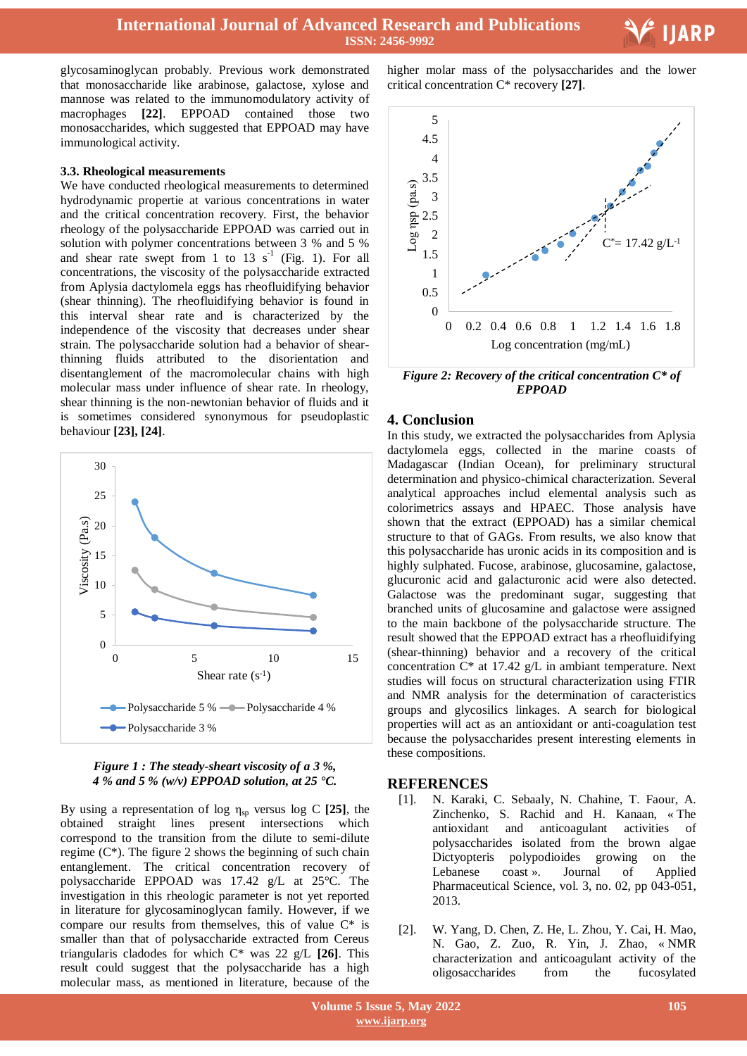glycosaminoglycan probably. Previous work demonstrated that monosaccharide like arabinose, galactose, xylose and mannose was related to the immunomodulatory activity of macrophages **[22]**. EPPOAD contained those two monosaccharides, which suggested that EPPOAD may have immunological activity.

### 3.3. Rheological measurements

We have conducted rheological measurements to determined hydrodynamic propertie at various concentrations in water and the critical concentration recovery. First, the behavior rheology of the polysaccharide EPPOAD was carried out in solution with polymer concentrations between 3 % and 5 % and shear rate swept from 1 to 13 $s^{-1}$ (Fig. 1). For all concentrations, the viscosity of the polysaccharide extracted from Aplysia dactylomela eggs has rheofluidifying behavior (shear thinning). The rheofluidifying behavior is found in this interval shear rate and is characterized by the independence of the viscosity that decreases under shear strain. The polysaccharide solution had a behavior of shear-thinning fluids attributed to the disorientation and disentanglement of the macromolecular chains with high molecular mass under influence of shear rate. In rheology, shear thinning is the non-newtonian behavior of fluids and it is sometimes considered synonymous for pseudoplastic behaviour **[23], [24]**.

*Figure 1 : The steady-sheart viscosity of a 3 %, 4 % and 5 % (w/v) EPPOAD solution, at 25 °C.*

By using a representation of log $\eta_{sp}$ versus log C **[25]**, the obtained straight lines present intersections which correspond to the transition from the dilute to semi-dilute regime (C*). The figure 2 shows the beginning of such chain entanglement. The critical concentration recovery of polysaccharide EPPOAD was 17.42 g/L at 25°C. The investigation in this rheologic parameter is not yet reported in literature for glycosaminoglycan family. However, if we compare our results from themselves, this of value C* is smaller than that of polysaccharide extracted from Cereus triangularis cladodes for which C* was 22 g/L **[26]**. This result could suggest that the polysaccharide has a high molecular mass, as mentioned in literature, because of the higher molar mass of the polysaccharides and the lower critical concentration C* recovery **[27]**.

*Figure 2: Recovery of the critical concentration C* of EPPOAD*

## 4. Conclusion

In this study, we extracted the polysaccharides from Aplysia dactylomela eggs, collected in the marine coasts of Madagascar (Indian Ocean), for preliminary structural determination and physico-chimical characterization. Several analytical approaches includ elemental analysis such as colorimetrics assays and HPAEC. Those analysis have shown that the extract (EPPOAD) has a similar chemical structure to that of GAGs. From results, we also know that this polysaccharide has uronic acids in its composition and is highly sulphated. Fucose, arabinose, glucosamine, galactose, glucuronic acid and galacturonic acid were also detected. Galactose was the predominant sugar, suggesting that branched units of glucosamine and galactose were assigned to the main backbone of the polysaccharide structure. The result showed that the EPPOAD extract has a rheofluidifying (shear-thinning) behavior and a recovery of the critical concentration C* at 17.42 g/L in ambiant temperature. Next studies will focus on structural characterization using FTIR and NMR analysis for the determination of caracteristics groups and glycosilics linkages. A search for biological properties will act as an antioxidant or anti-coagulation test because the polysaccharides present interesting elements in these compositions.

## REFERENCES

[1]. N. Karaki, C. Sebaaly, N. Chahine, T. Faour, A. Zinchenko, S. Rachid and H. Kanaan, « The antioxidant and anticoagulant activities of polysaccharides isolated from the brown algae Dictyopteris polypodioides growing on the Lebanese coast ». Journal of Applied Pharmaceutical Science, vol. 3, no. 02, pp 043-051, 2013.

[2]. W. Yang, D. Chen, Z. He, L. Zhou, Y. Cai, H. Mao, N. Gao, Z. Zuo, R. Yin, J. Zhao, « NMR characterization and anticoagulant activity of the oligosaccharides from the fucosylated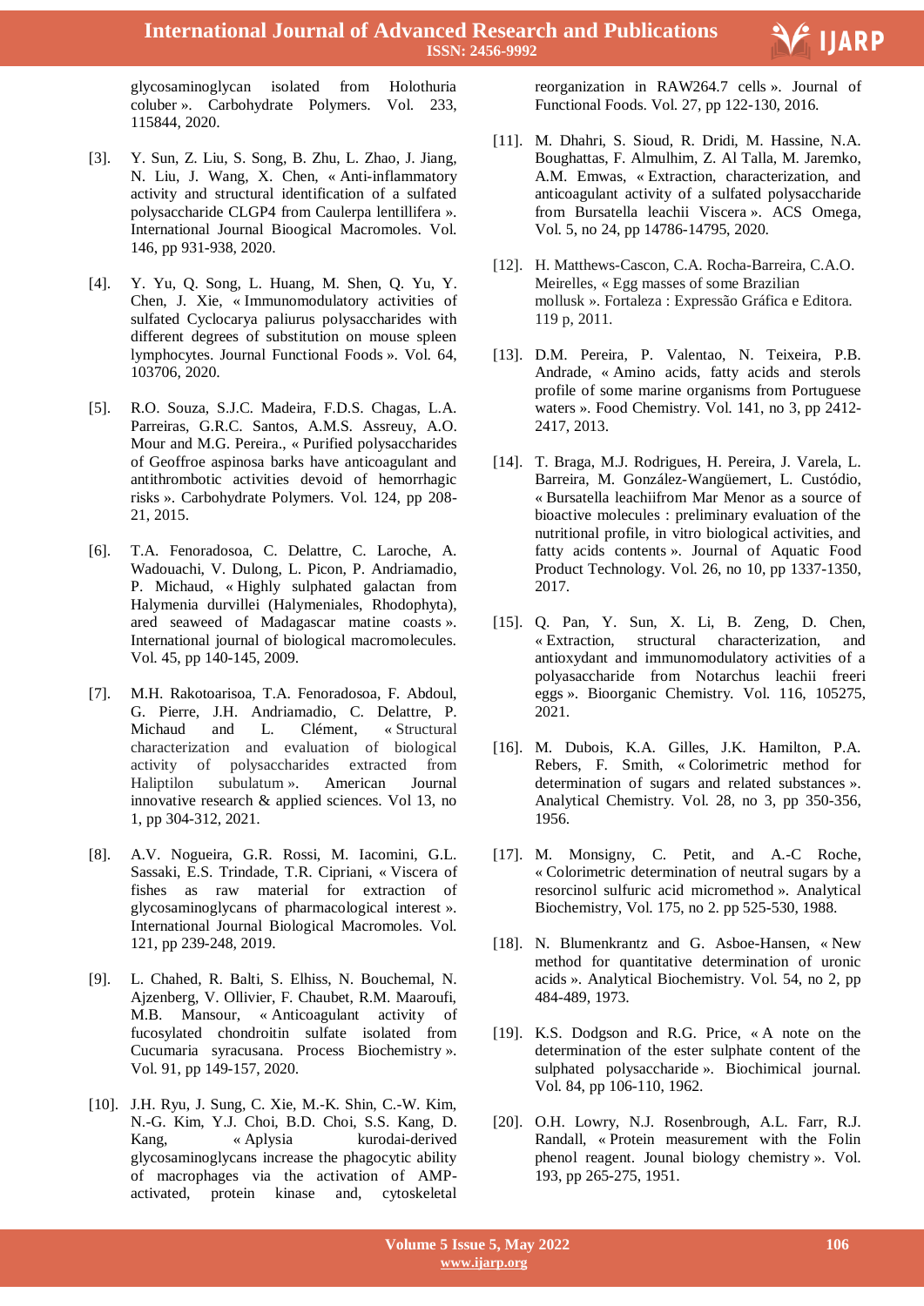glycosaminoglycan isolated from Holothuria coluber ». Carbohydrate Polymers. Vol. 233, 115844, 2020.

[3]. Y. Sun, Z. Liu, S. Song, B. Zhu, L. Zhao, J. Jiang, N. Liu, J. Wang, X. Chen, « Anti-inflammatory activity and structural identification of a sulfated polysaccharide CLGP4 from Caulerpa lentillifera ». International Journal Bioogical Macromoles. Vol. 146, pp 931-938, 2020.

[4]. Y. Yu, Q. Song, L. Huang, M. Shen, Q. Yu, Y. Chen, J. Xie, « Immunomodulatory activities of sulfated Cyclocarya paliurus polysaccharides with different degrees of substitution on mouse spleen lymphocytes. Journal Functional Foods ». Vol. 64, 103706, 2020.

[5]. R.O. Souza, S.J.C. Madeira, F.D.S. Chagas, L.A. Parreiras, G.R.C. Santos, A.M.S. Assreuy, A.O. Mour and M.G. Pereira., « Purified polysaccharides of Geoffroe aspinosa barks have anticoagulant and antithrombotic activities devoid of hemorrhagic risks ». Carbohydrate Polymers. Vol. 124, pp 208-21, 2015.

[6]. T.A. Fenoradosoa, C. Delattre, C. Laroche, A. Wadouachi, V. Dulong, L. Picon, P. Andriamadio, P. Michaud, « Highly sulphated galactan from Halymenia durvillei (Halymeniales, Rhodophyta), ared seaweed of Madagascar matine coasts ». International journal of biological macromolecules. Vol. 45, pp 140-145, 2009.

[7]. M.H. Rakotoarisoa, T.A. Fenoradosoa, F. Abdoul, G. Pierre, J.H. Andriamadio, C. Delattre, P. Michaud and L. Clément, « Structural characterization and evaluation of biological activity of polysaccharides extracted from Haliptilon subulatum ». American Journal innovative research & applied sciences. Vol 13, no 1, pp 304-312, 2021.

[8]. A.V. Nogueira, G.R. Rossi, M. Iacomini, G.L. Sassaki, E.S. Trindade, T.R. Cipriani, « Viscera of fishes as raw material for extraction of glycosaminoglycans of pharmacological interest ». International Journal Biological Macromoles. Vol. 121, pp 239-248, 2019.

[9]. L. Chahed, R. Balti, S. Elhiss, N. Bouchemal, N. Ajzenberg, V. Ollivier, F. Chaubet, R.M. Maaroufi, M.B. Mansour, « Anticoagulant activity of fucosylated chondroitin sulfate isolated from Cucumaria syracusana. Process Biochemistry ». Vol. 91, pp 149-157, 2020.

[10]. J.H. Ryu, J. Sung, C. Xie, M.-K. Shin, C.-W. Kim, N.-G. Kim, Y.J. Choi, B.D. Choi, S.S. Kang, D. Kang, « Aplysia kurodai-derived glycosaminoglycans increase the phagocytic ability of macrophages via the activation of AMP-activated, protein kinase and, cytoskeletal reorganization in RAW264.7 cells ». Journal of Functional Foods. Vol. 27, pp 122-130, 2016.

[11]. M. Dhahri, S. Sioud, R. Dridi, M. Hassine, N.A. Boughattas, F. Almulhim, Z. Al Talla, M. Jaremko, A.M. Emwas, « Extraction, characterization, and anticoagulant activity of a sulfated polysaccharide from Bursatella leachii Viscera ». ACS Omega, Vol. 5, no 24, pp 14786-14795, 2020.

[12]. H. Matthews-Cascon, C.A. Rocha-Barreira, C.A.O. Meirelles, « Egg masses of some Brazilian mollusk ». Fortaleza : Expressão Gráfica e Editora. 119 p, 2011.

[13]. D.M. Pereira, P. Valentao, N. Teixeira, P.B. Andrade, « Amino acids, fatty acids and sterols profile of some marine organisms from Portuguese waters ». Food Chemistry. Vol. 141, no 3, pp 2412-2417, 2013.

[14]. T. Braga, M.J. Rodrigues, H. Pereira, J. Varela, L. Barreira, M. González-Wangüemert, L. Custódio, « Bursatella leachiifrom Mar Menor as a source of bioactive molecules : preliminary evaluation of the nutritional profile, in vitro biological activities, and fatty acids contents ». Journal of Aquatic Food Product Technology. Vol. 26, no 10, pp 1337-1350, 2017.

[15]. Q. Pan, Y. Sun, X. Li, B. Zeng, D. Chen, « Extraction, structural characterization, and antioxydant and immunomodulatory activities of a polyasaccharide from Notarchus leachii freeri eggs ». Bioorganic Chemistry. Vol. 116, 105275, 2021.

[16]. M. Dubois, K.A. Gilles, J.K. Hamilton, P.A. Rebers, F. Smith, « Colorimetric method for determination of sugars and related substances ». Analytical Chemistry. Vol. 28, no 3, pp 350-356, 1956.

[17]. M. Monsigny, C. Petit, and A.-C Roche, « Colorimetric determination of neutral sugars by a resorcinol sulfuric acid micromethod ». Analytical Biochemistry, Vol. 175, no 2. pp 525-530, 1988.

[18]. N. Blumenkrantz and G. Asboe-Hansen, « New method for quantitative determination of uronic acids ». Analytical Biochemistry. Vol. 54, no 2, pp 484-489, 1973.

[19]. K.S. Dodgson and R.G. Price, « A note on the determination of the ester sulphate content of the sulphated polysaccharide ». Biochimical journal. Vol. 84, pp 106-110, 1962.

[20]. O.H. Lowry, N.J. Rosenbrough, A.L. Farr, R.J. Randall, « Protein measurement with the Folin phenol reagent. Jounal biology chemistry ». Vol. 193, pp 265-275, 1951.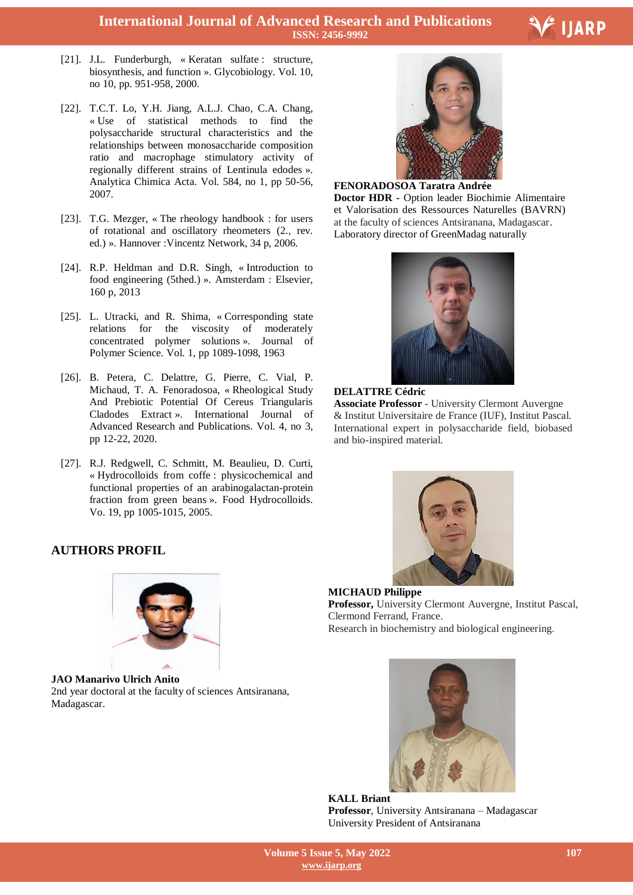[21]. J.L. Funderburgh, « Keratan sulfate : structure, biosynthesis, and function ». Glycobiology. Vol. 10, no 10, pp. 951-958, 2000.

[22]. T.C.T. Lo, Y.H. Jiang, A.L.J. Chao, C.A. Chang, « Use of statistical methods to find the polysaccharide structural characteristics and the relationships between monosaccharide composition ratio and macrophage stimulatory activity of regionally different strains of Lentinula edodes ». Analytica Chimica Acta. Vol. 584, no 1, pp 50-56, 2007.

[23]. T.G. Mezger, « The rheology handbook : for users of rotational and oscillatory rheometers (2., rev. ed.) ». Hannover :Vincentz Network, 34 p, 2006.

[24]. R.P. Heldman and D.R. Singh, « Introduction to food engineering (5thed.) ». Amsterdam : Elsevier, 160 p, 2013

[25]. L. Utracki, and R. Shima, « Corresponding state relations for the viscosity of moderately concentrated polymer solutions ». Journal of Polymer Science. Vol. 1, pp 1089-1098, 1963

[26]. B. Petera, C. Delattre, G. Pierre, C. Vial, P. Michaud, T. A. Fenoradosoa, « Rheological Study And Prebiotic Potential Of Cereus Triangularis Cladodes Extract ». International Journal of Advanced Research and Publications. Vol. 4, no 3, pp 12-22, 2020.

[27]. R.J. Redgwell, C. Schmitt, M. Beaulieu, D. Curti, « Hydrocolloids from coffe : physicochemical and functional properties of an arabinogalactan-protein fraction from green beans ». Food Hydrocolloids. Vo. 19, pp 1005-1015, 2005.

## AUTHORS PROFIL

**JAO Manarivo Ulrich Anito**
2nd year doctoral at the faculty of sciences Antsiranana, Madagascar.

**FENORADOSOA Taratra Andrée**
**Doctor HDR** - Option leader Biochimie Alimentaire et Valorisation des Ressources Naturelles (BAVRN) at the faculty of sciences Antsiranana, Madagascar.
Laboratory director of GreenMadag naturally

**DELATTRE Cédric**
**Associate Professor** - University Clermont Auvergne & Institut Universitaire de France (IUF), Institut Pascal.
International expert in polysaccharide field, biobased and bio-inspired material.

**MICHAUD Philippe**
**Professor,** University Clermont Auvergne, Institut Pascal, Clermond Ferrand, France.
Research in biochemistry and biological engineering.

**KALL Briant**
**Professor**, University Antsiranana – Madagascar
University President of Antsiranana